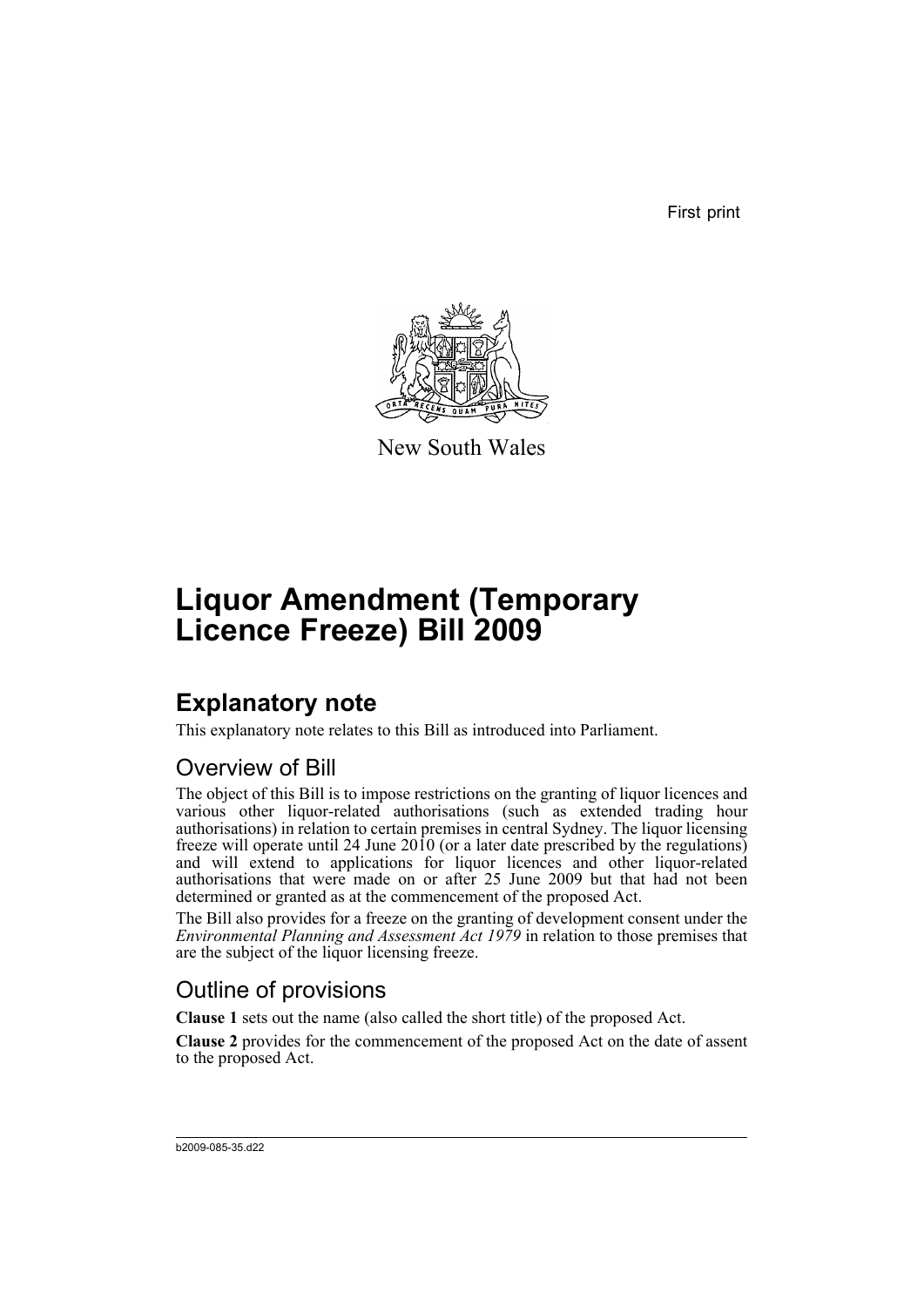First print

New South Wales

# Liquor Amendment (Temporary Licence Freeze) Bill 2009

## Explanatory note

This explanatory note relates to this Bill as introduced into Parliament.

### Overview of Bill

The object of this Bill is to impose restrictions on the granting of liquor licences and various other liquor-related authorisations (such as extended trading hour authorisations) in relation to certain premises in central Sydney. The liquor licensing freeze will operate until 24 June 2010 (or a later date prescribed by the regulations) and will extend to applications for liquor licences and other liquor-related authorisations that were made on or after 25 June 2009 but that had not been determined or granted as at the commencement of the proposed Act.

The Bill also provides for a freeze on the granting of development consent under the *Environmental Planning and Assessment Act 1979* in relation to those premises that are the subject of the liquor licensing freeze.

### Outline of provisions

**Clause 1** sets out the name (also called the short title) of the proposed Act.

**Clause 2** provides for the commencement of the proposed Act on the date of assent to the proposed Act.

b2009-085-35.d22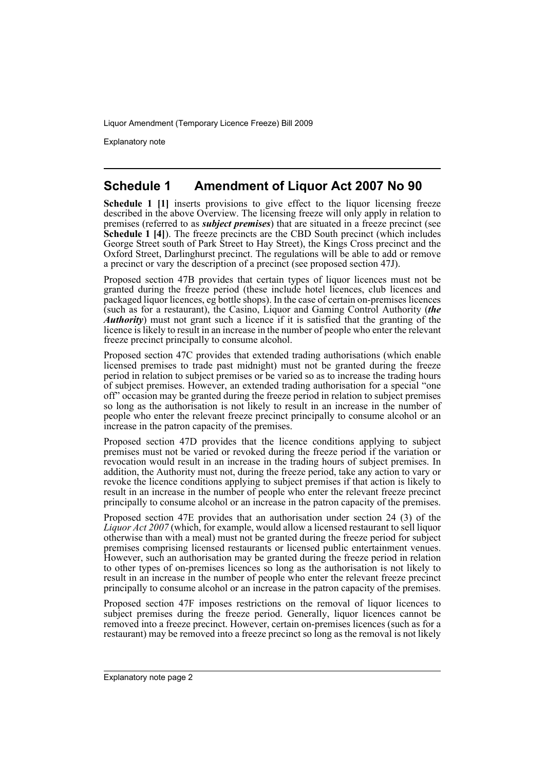## Schedule 1 Amendment of Liquor Act 2007 No 90

**Schedule 1 [1]** inserts provisions to give effect to the liquor licensing freeze described in the above Overview. The licensing freeze will only apply in relation to premises (referred to as ***subject premises***) that are situated in a freeze precinct (see **Schedule 1 [4]**). The freeze precincts are the CBD South precinct (which includes George Street south of Park Street to Hay Street), the Kings Cross precinct and the Oxford Street, Darlinghurst precinct. The regulations will be able to add or remove a precinct or vary the description of a precinct (see proposed section 47J).

Proposed section 47B provides that certain types of liquor licences must not be granted during the freeze period (these include hotel licences, club licences and packaged liquor licences, eg bottle shops). In the case of certain on-premises licences (such as for a restaurant), the Casino, Liquor and Gaming Control Authority (***the Authority***) must not grant such a licence if it is satisfied that the granting of the licence is likely to result in an increase in the number of people who enter the relevant freeze precinct principally to consume alcohol.

Proposed section 47C provides that extended trading authorisations (which enable licensed premises to trade past midnight) must not be granted during the freeze period in relation to subject premises or be varied so as to increase the trading hours of subject premises. However, an extended trading authorisation for a special "one off" occasion may be granted during the freeze period in relation to subject premises so long as the authorisation is not likely to result in an increase in the number of people who enter the relevant freeze precinct principally to consume alcohol or an increase in the patron capacity of the premises.

Proposed section 47D provides that the licence conditions applying to subject premises must not be varied or revoked during the freeze period if the variation or revocation would result in an increase in the trading hours of subject premises. In addition, the Authority must not, during the freeze period, take any action to vary or revoke the licence conditions applying to subject premises if that action is likely to result in an increase in the number of people who enter the relevant freeze precinct principally to consume alcohol or an increase in the patron capacity of the premises.

Proposed section 47E provides that an authorisation under section 24 (3) of the *Liquor Act 2007* (which, for example, would allow a licensed restaurant to sell liquor otherwise than with a meal) must not be granted during the freeze period for subject premises comprising licensed restaurants or licensed public entertainment venues. However, such an authorisation may be granted during the freeze period in relation to other types of on-premises licences so long as the authorisation is not likely to result in an increase in the number of people who enter the relevant freeze precinct principally to consume alcohol or an increase in the patron capacity of the premises.

Proposed section 47F imposes restrictions on the removal of liquor licences to subject premises during the freeze period. Generally, liquor licences cannot be removed into a freeze precinct. However, certain on-premises licences (such as for a restaurant) may be removed into a freeze precinct so long as the removal is not likely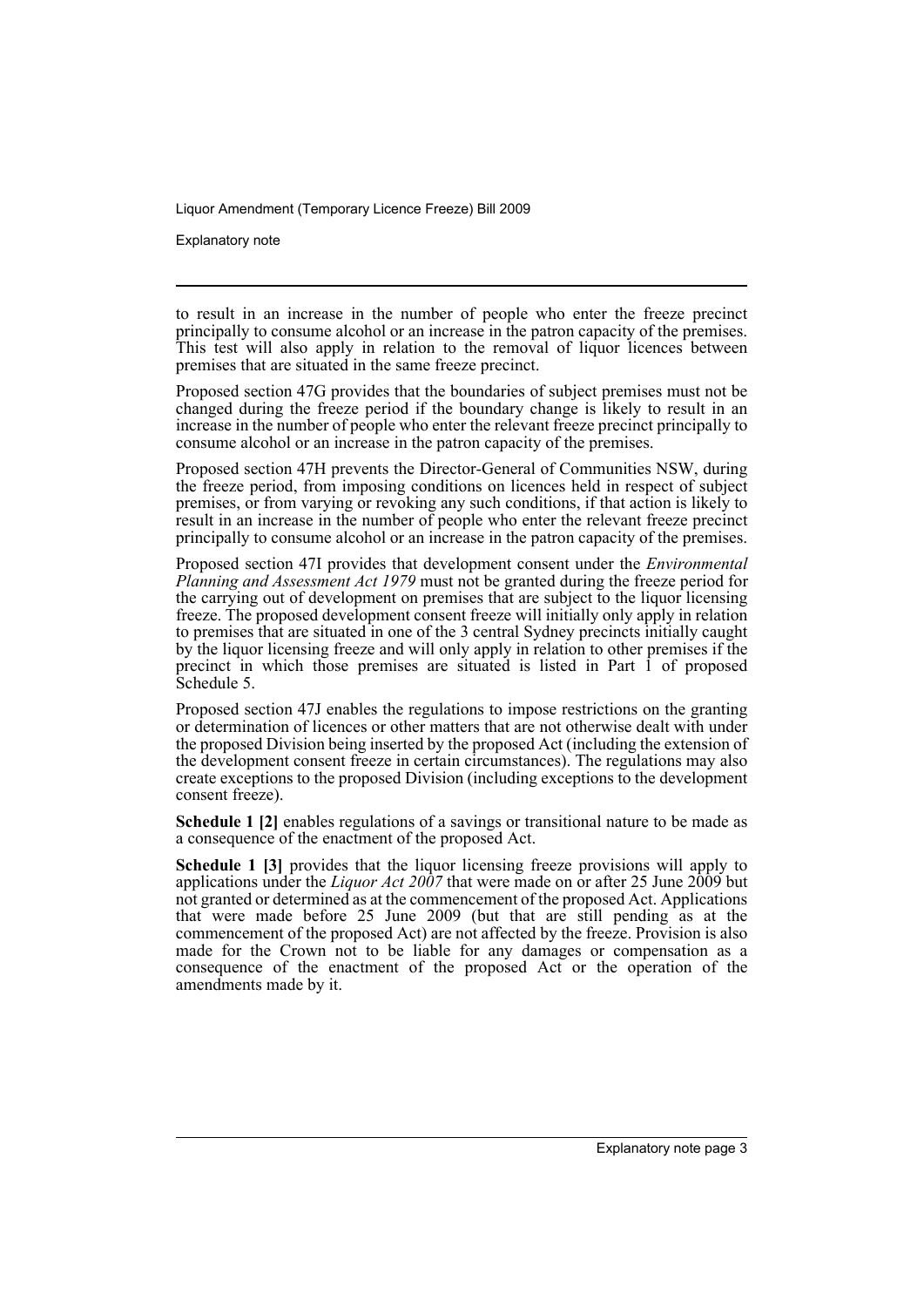to result in an increase in the number of people who enter the freeze precinct principally to consume alcohol or an increase in the patron capacity of the premises. This test will also apply in relation to the removal of liquor licences between premises that are situated in the same freeze precinct.

Proposed section 47G provides that the boundaries of subject premises must not be changed during the freeze period if the boundary change is likely to result in an increase in the number of people who enter the relevant freeze precinct principally to consume alcohol or an increase in the patron capacity of the premises.

Proposed section 47H prevents the Director-General of Communities NSW, during the freeze period, from imposing conditions on licences held in respect of subject premises, or from varying or revoking any such conditions, if that action is likely to result in an increase in the number of people who enter the relevant freeze precinct principally to consume alcohol or an increase in the patron capacity of the premises.

Proposed section 47I provides that development consent under the *Environmental Planning and Assessment Act 1979* must not be granted during the freeze period for the carrying out of development on premises that are subject to the liquor licensing freeze. The proposed development consent freeze will initially only apply in relation to premises that are situated in one of the 3 central Sydney precincts initially caught by the liquor licensing freeze and will only apply in relation to other premises if the precinct in which those premises are situated is listed in Part 1 of proposed Schedule 5.

Proposed section 47J enables the regulations to impose restrictions on the granting or determination of licences or other matters that are not otherwise dealt with under the proposed Division being inserted by the proposed Act (including the extension of the development consent freeze in certain circumstances). The regulations may also create exceptions to the proposed Division (including exceptions to the development consent freeze).

**Schedule 1 [2]** enables regulations of a savings or transitional nature to be made as a consequence of the enactment of the proposed Act.

**Schedule 1 [3]** provides that the liquor licensing freeze provisions will apply to applications under the *Liquor Act 2007* that were made on or after 25 June 2009 but not granted or determined as at the commencement of the proposed Act. Applications that were made before 25 June 2009 (but that are still pending as at the commencement of the proposed Act) are not affected by the freeze. Provision is also made for the Crown not to be liable for any damages or compensation as a consequence of the enactment of the proposed Act or the operation of the amendments made by it.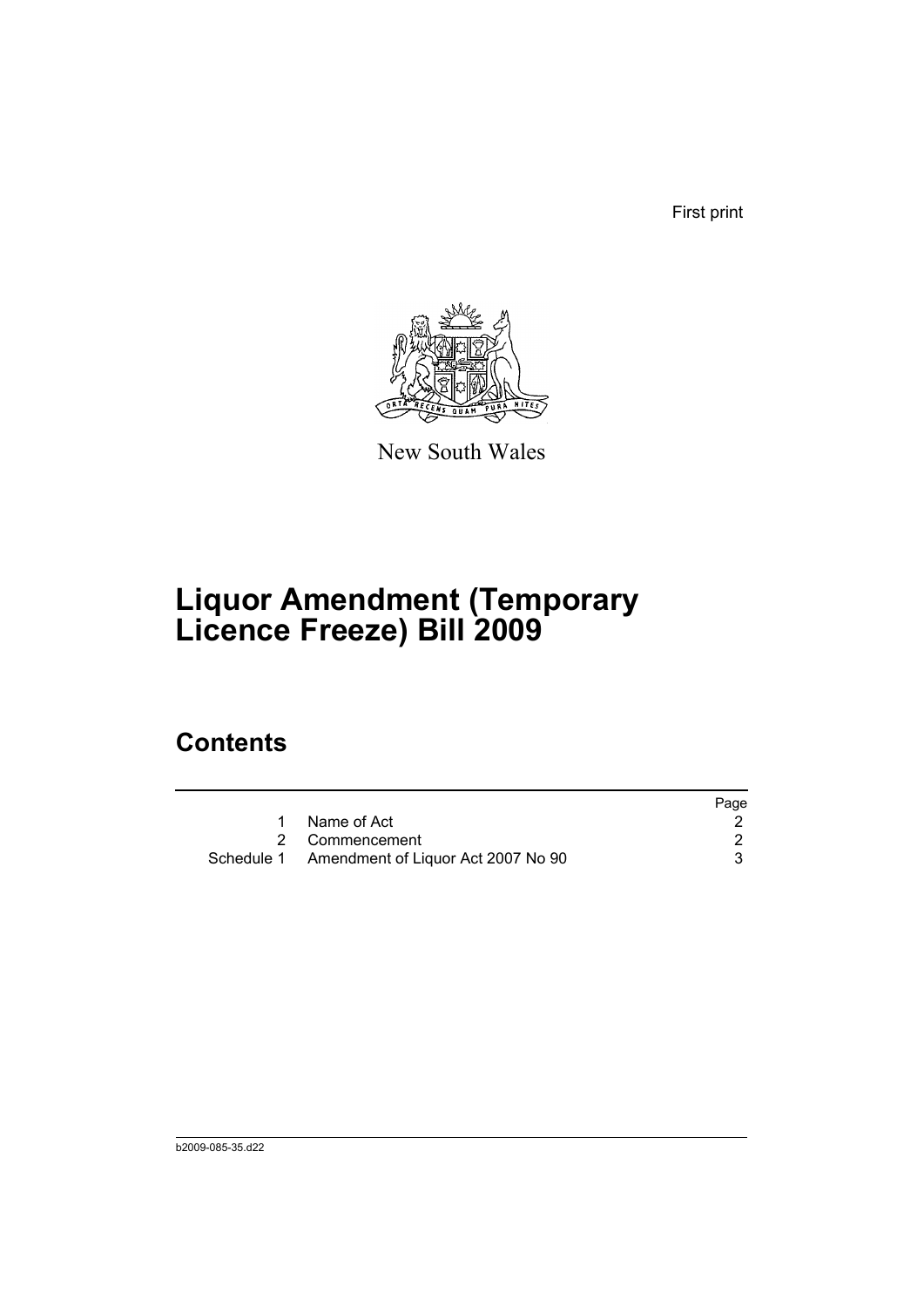First print

New South Wales

# Liquor Amendment (Temporary Licence Freeze) Bill 2009

## Contents

| | | Page |
|---|---|---|
| 1 | Name of Act | 2 |
| 2 | Commencement | 2 |
| Schedule 1 | Amendment of Liquor Act 2007 No 90 | 3 |

b2009-085-35.d22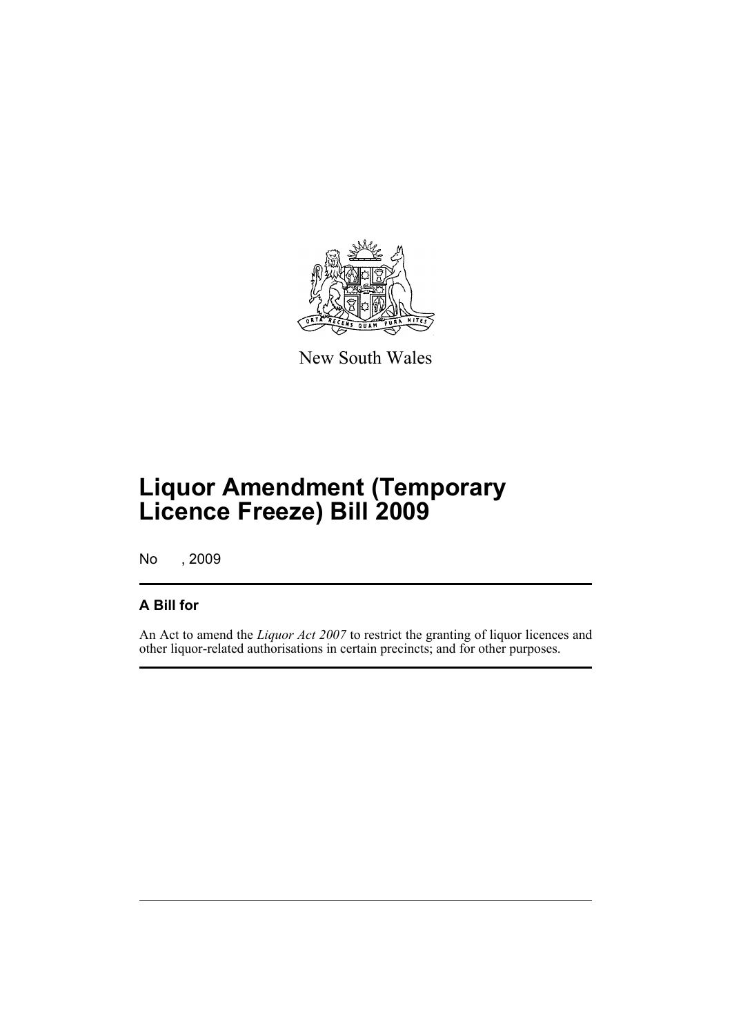New South Wales

# Liquor Amendment (Temporary Licence Freeze) Bill 2009

No , 2009

## A Bill for

An Act to amend the *Liquor Act 2007* to restrict the granting of liquor licences and other liquor-related authorisations in certain precincts; and for other purposes.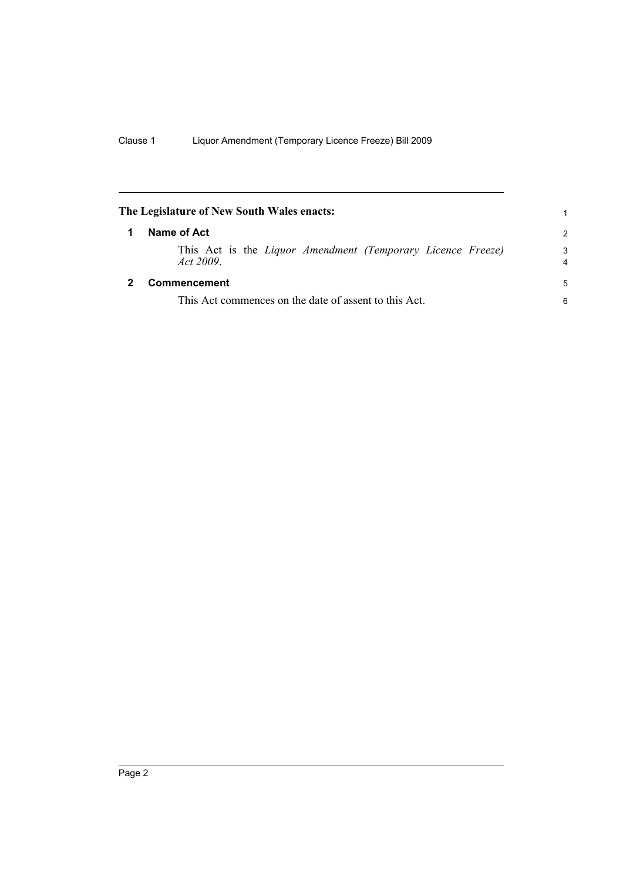**The Legislature of New South Wales enacts:**

## 1 Name of Act

This Act is the *Liquor Amendment (Temporary Licence Freeze) Act 2009*.

## 2 Commencement

This Act commences on the date of assent to this Act.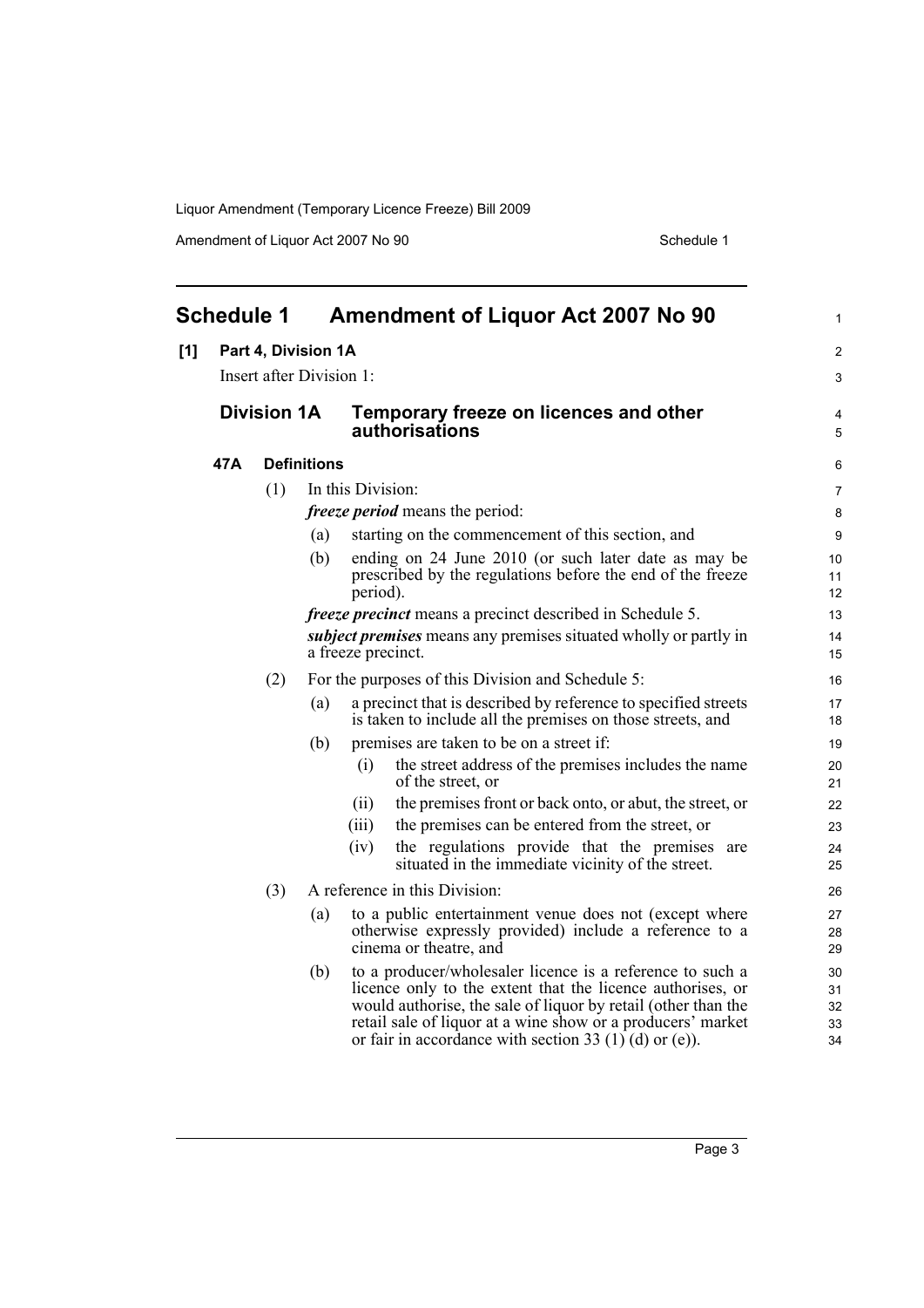# Schedule 1 Amendment of Liquor Act 2007 No 90

**[1] Part 4, Division 1A**

Insert after Division 1:

## Division 1A Temporary freeze on licences and other authorisations

### 47A Definitions

(1) In this Division:

***freeze period*** means the period:

(a) starting on the commencement of this section, and

(b) ending on 24 June 2010 (or such later date as may be prescribed by the regulations before the end of the freeze period).

***freeze precinct*** means a precinct described in Schedule 5.

***subject premises*** means any premises situated wholly or partly in a freeze precinct.

(2) For the purposes of this Division and Schedule 5:

(a) a precinct that is described by reference to specified streets is taken to include all the premises on those streets, and

(b) premises are taken to be on a street if:

(i) the street address of the premises includes the name of the street, or

(ii) the premises front or back onto, or abut, the street, or

(iii) the premises can be entered from the street, or

(iv) the regulations provide that the premises are situated in the immediate vicinity of the street.

(3) A reference in this Division:

(a) to a public entertainment venue does not (except where otherwise expressly provided) include a reference to a cinema or theatre, and

(b) to a producer/wholesaler licence is a reference to such a licence only to the extent that the licence authorises, or would authorise, the sale of liquor by retail (other than the retail sale of liquor at a wine show or a producers' market or fair in accordance with section 33 (1) (d) or (e)).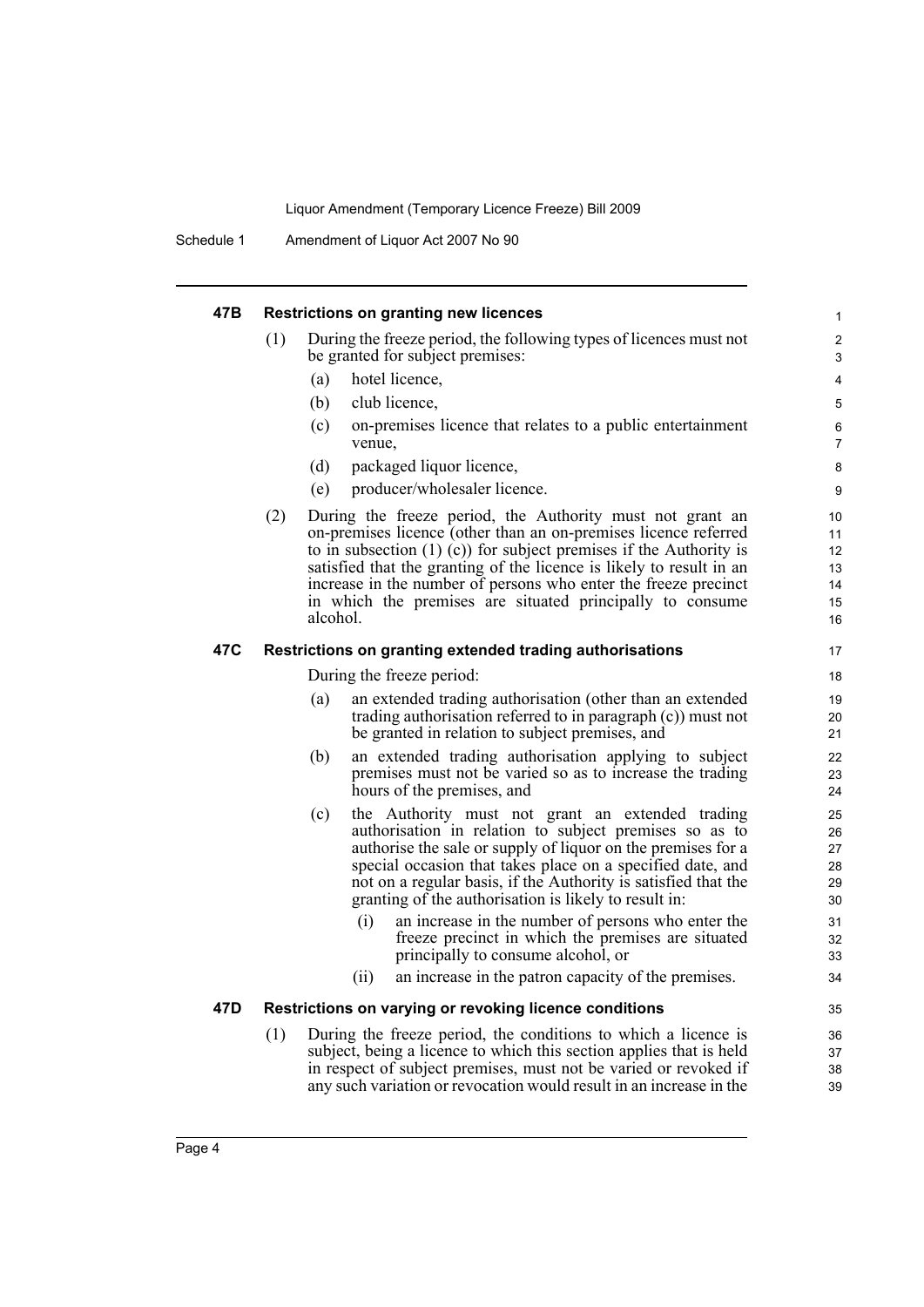### 47B Restrictions on granting new licences

(1) During the freeze period, the following types of licences must not be granted for subject premises:

(a) hotel licence,

(b) club licence,

(c) on-premises licence that relates to a public entertainment venue,

(d) packaged liquor licence,

(e) producer/wholesaler licence.

(2) During the freeze period, the Authority must not grant an on-premises licence (other than an on-premises licence referred to in subsection (1) (c)) for subject premises if the Authority is satisfied that the granting of the licence is likely to result in an increase in the number of persons who enter the freeze precinct in which the premises are situated principally to consume alcohol.

### 47C Restrictions on granting extended trading authorisations

During the freeze period:

(a) an extended trading authorisation (other than an extended trading authorisation referred to in paragraph (c)) must not be granted in relation to subject premises, and

(b) an extended trading authorisation applying to subject premises must not be varied so as to increase the trading hours of the premises, and

(c) the Authority must not grant an extended trading authorisation in relation to subject premises so as to authorise the sale or supply of liquor on the premises for a special occasion that takes place on a specified date, and not on a regular basis, if the Authority is satisfied that the granting of the authorisation is likely to result in:

(i) an increase in the number of persons who enter the freeze precinct in which the premises are situated principally to consume alcohol, or

(ii) an increase in the patron capacity of the premises.

### 47D Restrictions on varying or revoking licence conditions

(1) During the freeze period, the conditions to which a licence is subject, being a licence to which this section applies that is held in respect of subject premises, must not be varied or revoked if any such variation or revocation would result in an increase in the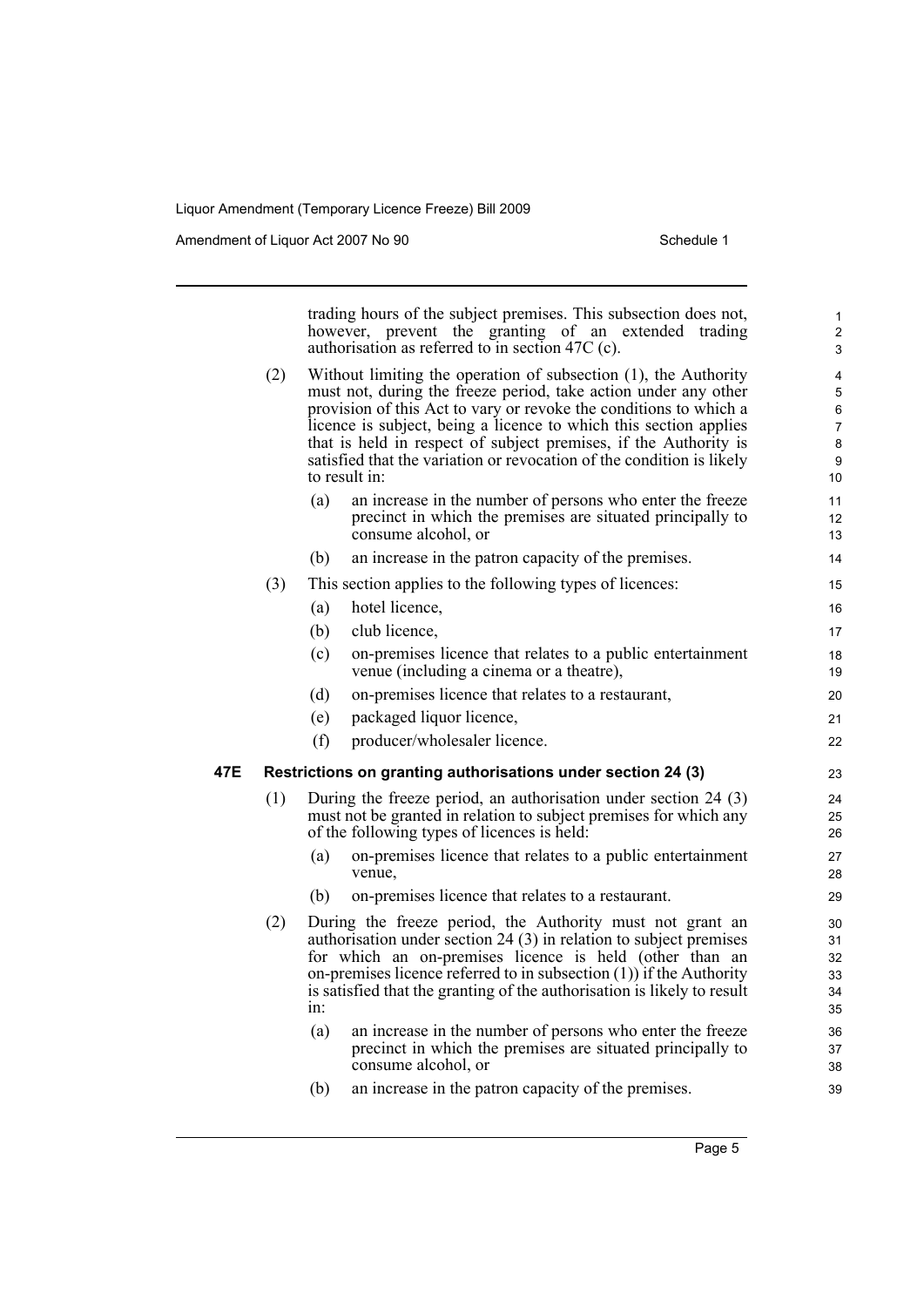trading hours of the subject premises. This subsection does not, however, prevent the granting of an extended trading authorisation as referred to in section 47C (c).

(2) Without limiting the operation of subsection (1), the Authority must not, during the freeze period, take action under any other provision of this Act to vary or revoke the conditions to which a licence is subject, being a licence to which this section applies that is held in respect of subject premises, if the Authority is satisfied that the variation or revocation of the condition is likely to result in:

- (a) an increase in the number of persons who enter the freeze precinct in which the premises are situated principally to consume alcohol, or
- (b) an increase in the patron capacity of the premises.

(3) This section applies to the following types of licences:

- (a) hotel licence,
- (b) club licence,
- (c) on-premises licence that relates to a public entertainment venue (including a cinema or a theatre),
- (d) on-premises licence that relates to a restaurant,
- (e) packaged liquor licence,
- (f) producer/wholesaler licence.

**47E Restrictions on granting authorisations under section 24 (3)**

(1) During the freeze period, an authorisation under section 24 (3) must not be granted in relation to subject premises for which any of the following types of licences is held:

- (a) on-premises licence that relates to a public entertainment venue,
- (b) on-premises licence that relates to a restaurant.

(2) During the freeze period, the Authority must not grant an authorisation under section 24 (3) in relation to subject premises for which an on-premises licence is held (other than an on-premises licence referred to in subsection (1)) if the Authority is satisfied that the granting of the authorisation is likely to result in:

- (a) an increase in the number of persons who enter the freeze precinct in which the premises are situated principally to consume alcohol, or
- (b) an increase in the patron capacity of the premises.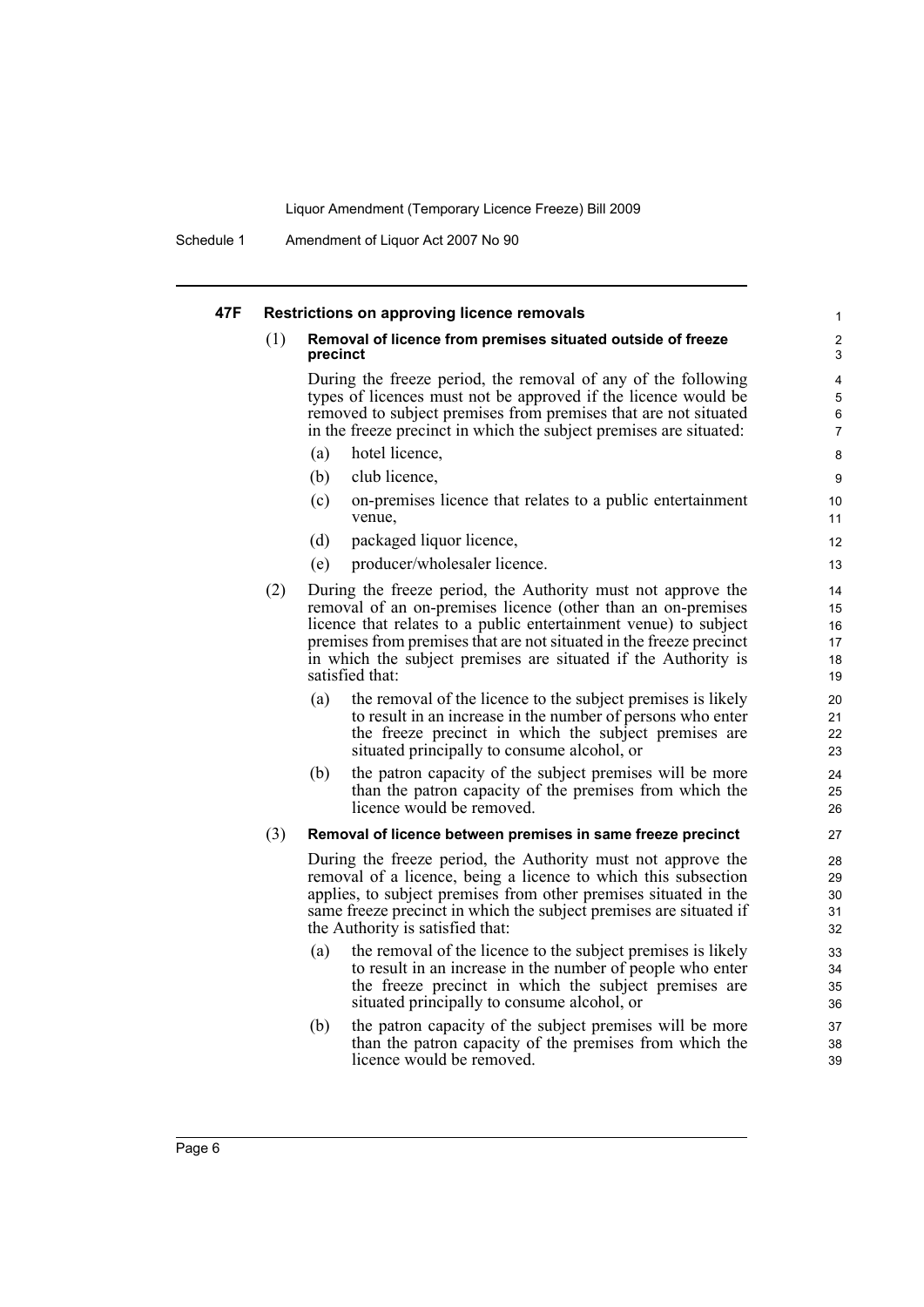#### 47F Restrictions on approving licence removals

(1) **Removal of licence from premises situated outside of freeze precinct**

During the freeze period, the removal of any of the following types of licences must not be approved if the licence would be removed to subject premises from premises that are not situated in the freeze precinct in which the subject premises are situated:

- (a) hotel licence,
- (b) club licence,
- (c) on-premises licence that relates to a public entertainment venue,
- (d) packaged liquor licence,
- (e) producer/wholesaler licence.

(2) During the freeze period, the Authority must not approve the removal of an on-premises licence (other than an on-premises licence that relates to a public entertainment venue) to subject premises from premises that are not situated in the freeze precinct in which the subject premises are situated if the Authority is satisfied that:

- (a) the removal of the licence to the subject premises is likely to result in an increase in the number of persons who enter the freeze precinct in which the subject premises are situated principally to consume alcohol, or
- (b) the patron capacity of the subject premises will be more than the patron capacity of the premises from which the licence would be removed.

(3) **Removal of licence between premises in same freeze precinct**

During the freeze period, the Authority must not approve the removal of a licence, being a licence to which this subsection applies, to subject premises from other premises situated in the same freeze precinct in which the subject premises are situated if the Authority is satisfied that:

- (a) the removal of the licence to the subject premises is likely to result in an increase in the number of people who enter the freeze precinct in which the subject premises are situated principally to consume alcohol, or
- (b) the patron capacity of the subject premises will be more than the patron capacity of the premises from which the licence would be removed.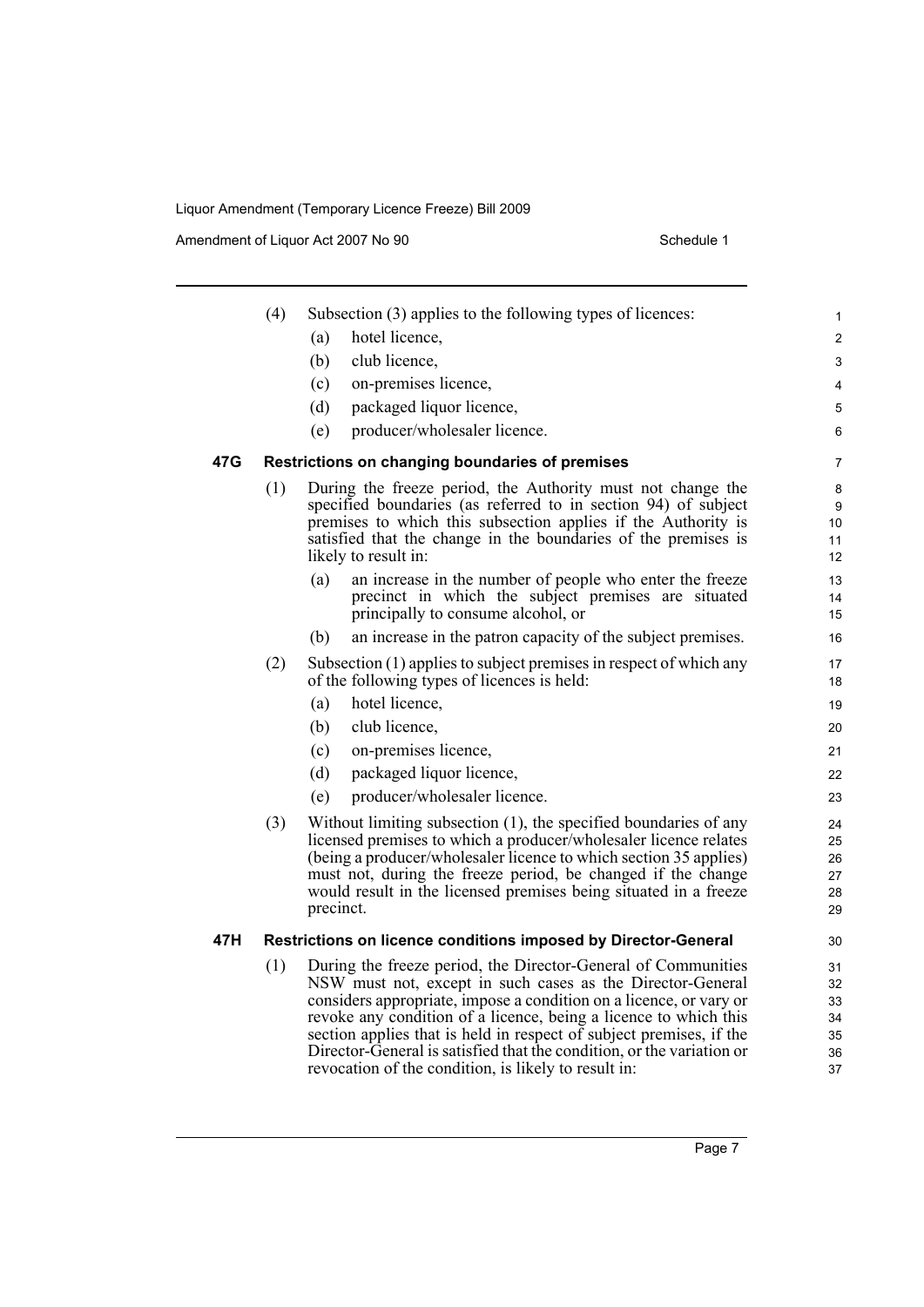(4) Subsection (3) applies to the following types of licences:

- (a) hotel licence,
- (b) club licence,
- (c) on-premises licence,
- (d) packaged liquor licence,
- (e) producer/wholesaler licence.

### 47G Restrictions on changing boundaries of premises

(1) During the freeze period, the Authority must not change the specified boundaries (as referred to in section 94) of subject premises to which this subsection applies if the Authority is satisfied that the change in the boundaries of the premises is likely to result in:

- (a) an increase in the number of people who enter the freeze precinct in which the subject premises are situated principally to consume alcohol, or
- (b) an increase in the patron capacity of the subject premises.

(2) Subsection (1) applies to subject premises in respect of which any of the following types of licences is held:

- (a) hotel licence,
- (b) club licence,
- (c) on-premises licence,
- (d) packaged liquor licence,
- (e) producer/wholesaler licence.

(3) Without limiting subsection (1), the specified boundaries of any licensed premises to which a producer/wholesaler licence relates (being a producer/wholesaler licence to which section 35 applies) must not, during the freeze period, be changed if the change would result in the licensed premises being situated in a freeze precinct.

### 47H Restrictions on licence conditions imposed by Director-General

(1) During the freeze period, the Director-General of Communities NSW must not, except in such cases as the Director-General considers appropriate, impose a condition on a licence, or vary or revoke any condition of a licence, being a licence to which this section applies that is held in respect of subject premises, if the Director-General is satisfied that the condition, or the variation or revocation of the condition, is likely to result in: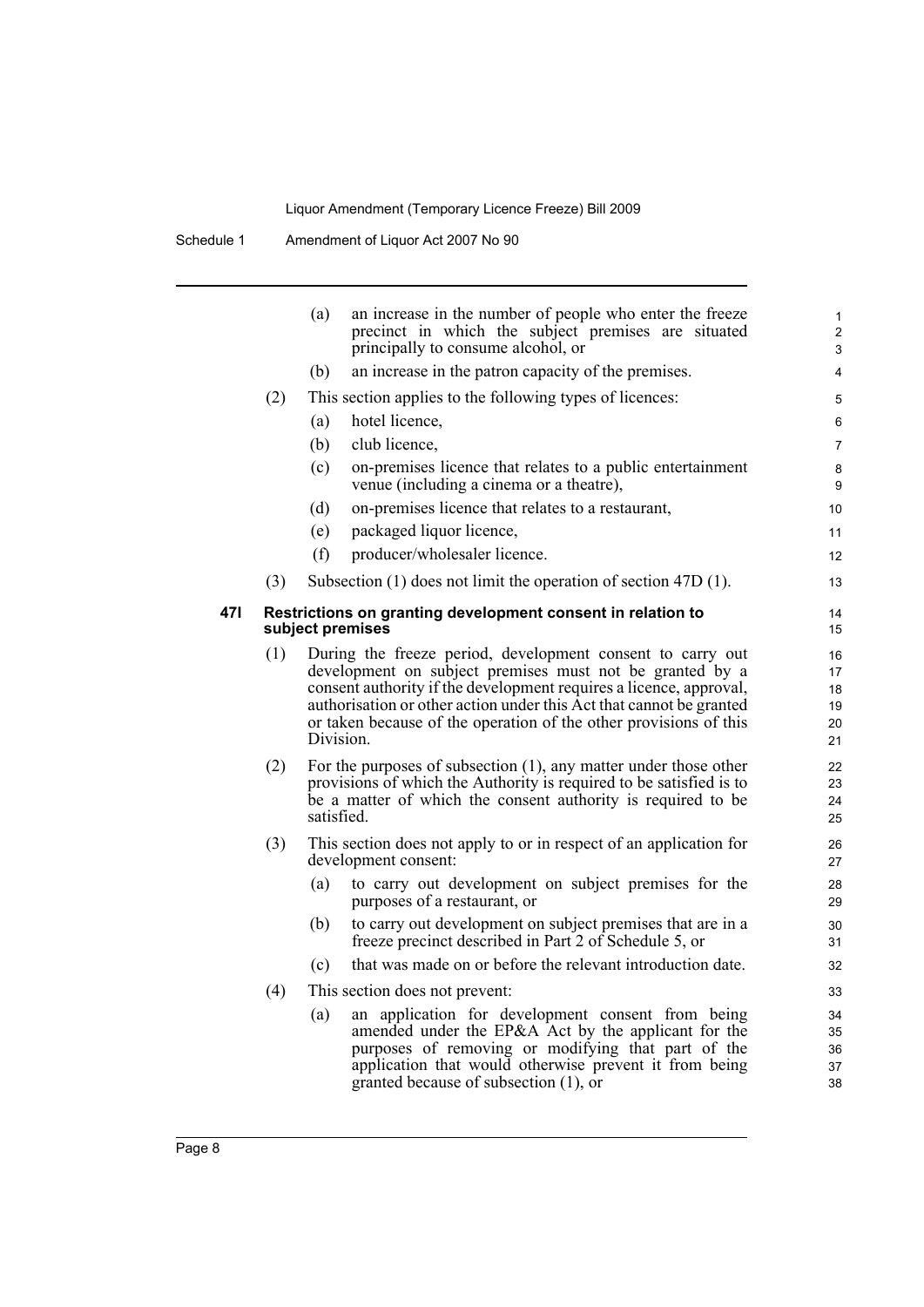(a) an increase in the number of people who enter the freeze precinct in which the subject premises are situated principally to consume alcohol, or

(b) an increase in the patron capacity of the premises.

(2) This section applies to the following types of licences:

(a) hotel licence,

(b) club licence,

(c) on-premises licence that relates to a public entertainment venue (including a cinema or a theatre),

(d) on-premises licence that relates to a restaurant,

(e) packaged liquor licence,

(f) producer/wholesaler licence.

(3) Subsection (1) does not limit the operation of section 47D (1).

### 47I Restrictions on granting development consent in relation to subject premises

(1) During the freeze period, development consent to carry out development on subject premises must not be granted by a consent authority if the development requires a licence, approval, authorisation or other action under this Act that cannot be granted or taken because of the operation of the other provisions of this Division.

(2) For the purposes of subsection (1), any matter under those other provisions of which the Authority is required to be satisfied is to be a matter of which the consent authority is required to be satisfied.

(3) This section does not apply to or in respect of an application for development consent:

(a) to carry out development on subject premises for the purposes of a restaurant, or

(b) to carry out development on subject premises that are in a freeze precinct described in Part 2 of Schedule 5, or

(c) that was made on or before the relevant introduction date.

(4) This section does not prevent:

(a) an application for development consent from being amended under the EP&A Act by the applicant for the purposes of removing or modifying that part of the application that would otherwise prevent it from being granted because of subsection (1), or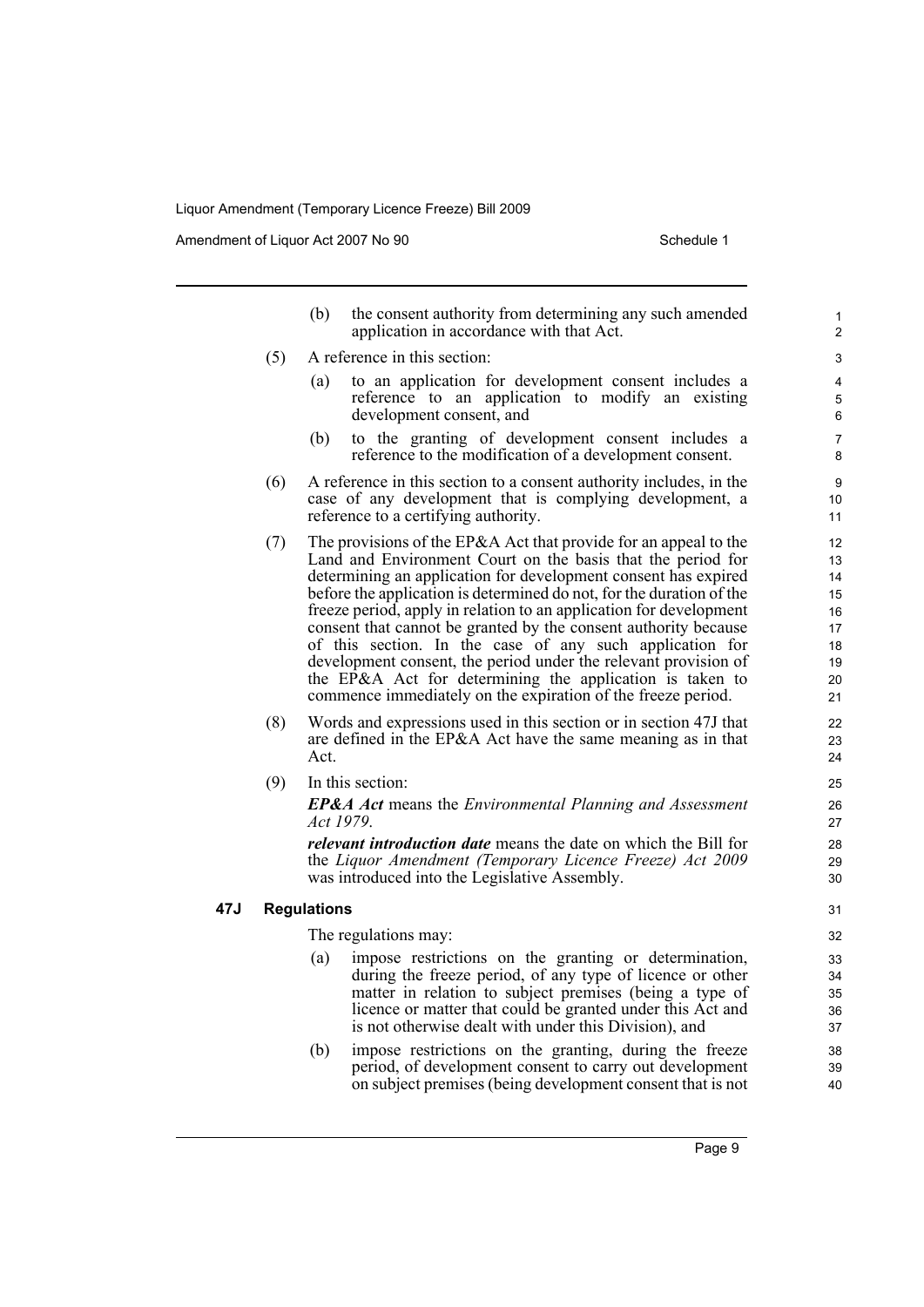(b) the consent authority from determining any such amended application in accordance with that Act.

(5) A reference in this section:

(a) to an application for development consent includes a reference to an application to modify an existing development consent, and

(b) to the granting of development consent includes a reference to the modification of a development consent.

(6) A reference in this section to a consent authority includes, in the case of any development that is complying development, a reference to a certifying authority.

(7) The provisions of the EP&A Act that provide for an appeal to the Land and Environment Court on the basis that the period for determining an application for development consent has expired before the application is determined do not, for the duration of the freeze period, apply in relation to an application for development consent that cannot be granted by the consent authority because of this section. In the case of any such application for development consent, the period under the relevant provision of the EP&A Act for determining the application is taken to commence immediately on the expiration of the freeze period.

(8) Words and expressions used in this section or in section 47J that are defined in the EP&A Act have the same meaning as in that Act.

(9) In this section:

***EP&A Act*** means the *Environmental Planning and Assessment Act 1979*.

***relevant introduction date*** means the date on which the Bill for the *Liquor Amendment (Temporary Licence Freeze) Act 2009* was introduced into the Legislative Assembly.

### 47J Regulations

The regulations may:

(a) impose restrictions on the granting or determination, during the freeze period, of any type of licence or other matter in relation to subject premises (being a type of licence or matter that could be granted under this Act and is not otherwise dealt with under this Division), and

(b) impose restrictions on the granting, during the freeze period, of development consent to carry out development on subject premises (being development consent that is not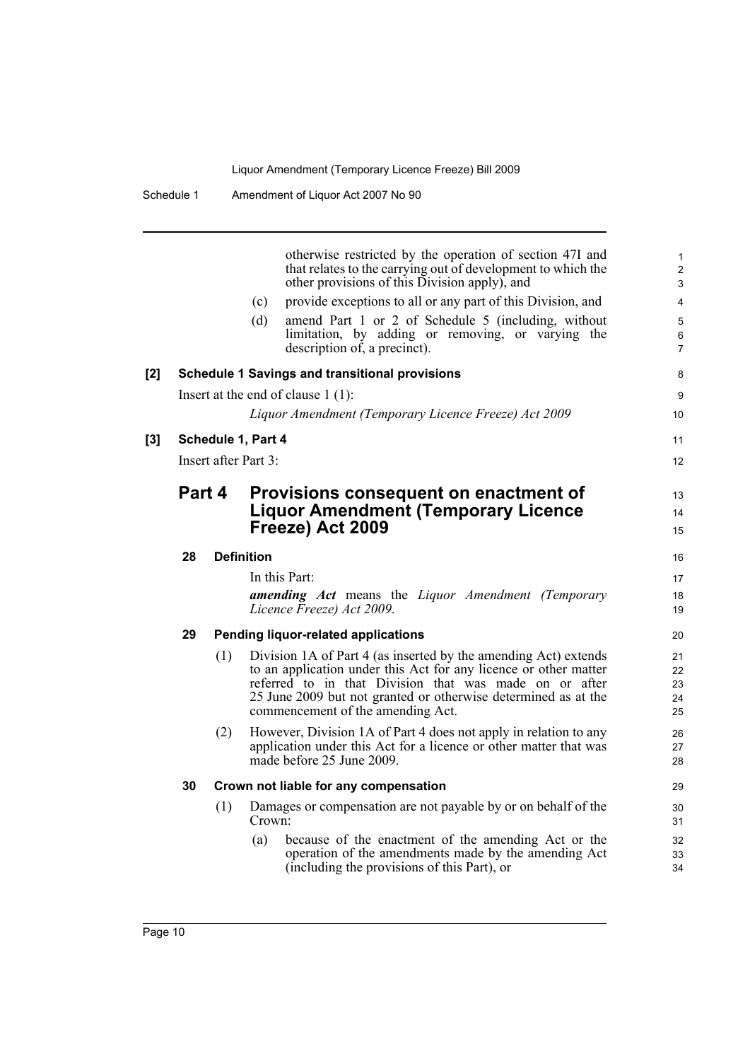otherwise restricted by the operation of section 47I and that relates to the carrying out of development to which the other provisions of this Division apply), and

(c) provide exceptions to all or any part of this Division, and

(d) amend Part 1 or 2 of Schedule 5 (including, without limitation, by adding or removing, or varying the description of, a precinct).

**[2] Schedule 1 Savings and transitional provisions**

Insert at the end of clause 1 (1):

*Liquor Amendment (Temporary Licence Freeze) Act 2009*

**[3] Schedule 1, Part 4**

Insert after Part 3:

## Part 4 Provisions consequent on enactment of Liquor Amendment (Temporary Licence Freeze) Act 2009

**28 Definition**

In this Part:

***amending Act*** means the *Liquor Amendment (Temporary Licence Freeze) Act 2009*.

**29 Pending liquor-related applications**

(1) Division 1A of Part 4 (as inserted by the amending Act) extends to an application under this Act for any licence or other matter referred to in that Division that was made on or after 25 June 2009 but not granted or otherwise determined as at the commencement of the amending Act.

(2) However, Division 1A of Part 4 does not apply in relation to any application under this Act for a licence or other matter that was made before 25 June 2009.

**30 Crown not liable for any compensation**

(1) Damages or compensation are not payable by or on behalf of the Crown:

(a) because of the enactment of the amending Act or the operation of the amendments made by the amending Act (including the provisions of this Part), or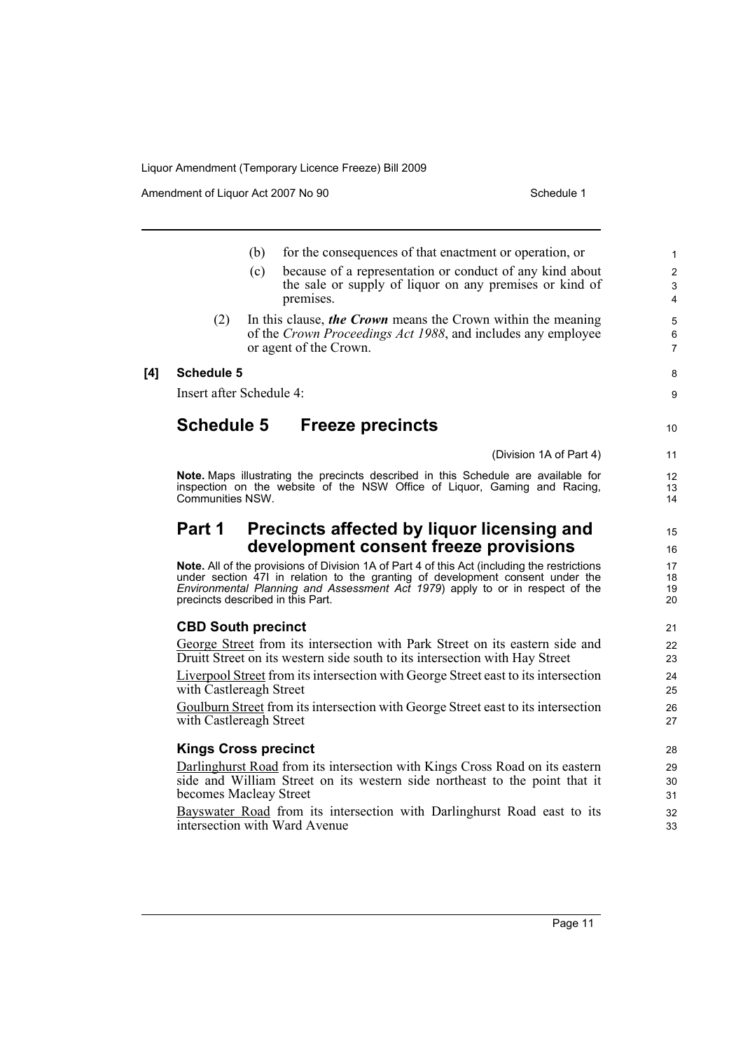(b) for the consequences of that enactment or operation, or

(c) because of a representation or conduct of any kind about the sale or supply of liquor on any premises or kind of premises.

(2) In this clause, ***the Crown*** means the Crown within the meaning of the *Crown Proceedings Act 1988*, and includes any employee or agent of the Crown.

**[4] Schedule 5**

Insert after Schedule 4:

## Schedule 5 Freeze precincts

(Division 1A of Part 4)

**Note.** Maps illustrating the precincts described in this Schedule are available for inspection on the website of the NSW Office of Liquor, Gaming and Racing, Communities NSW.

## Part 1 Precincts affected by liquor licensing and development consent freeze provisions

**Note.** All of the provisions of Division 1A of Part 4 of this Act (including the restrictions under section 47I in relation to the granting of development consent under the *Environmental Planning and Assessment Act 1979*) apply to or in respect of the precincts described in this Part.

### CBD South precinct

George Street from its intersection with Park Street on its eastern side and Druitt Street on its western side south to its intersection with Hay Street

Liverpool Street from its intersection with George Street east to its intersection with Castlereagh Street

Goulburn Street from its intersection with George Street east to its intersection with Castlereagh Street

### Kings Cross precinct

Darlinghurst Road from its intersection with Kings Cross Road on its eastern side and William Street on its western side northeast to the point that it becomes Macleay Street

Bayswater Road from its intersection with Darlinghurst Road east to its intersection with Ward Avenue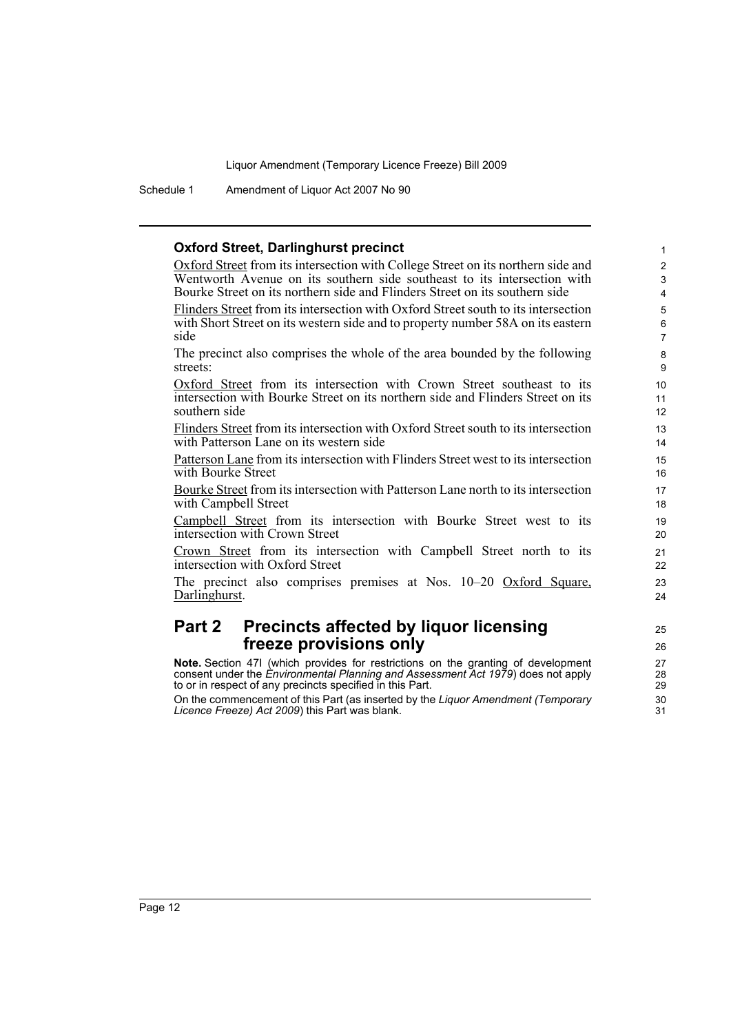### Oxford Street, Darlinghurst precinct

Oxford Street from its intersection with College Street on its northern side and Wentworth Avenue on its southern side southeast to its intersection with Bourke Street on its northern side and Flinders Street on its southern side

Flinders Street from its intersection with Oxford Street south to its intersection with Short Street on its western side and to property number 58A on its eastern side

The precinct also comprises the whole of the area bounded by the following streets:

Oxford Street from its intersection with Crown Street southeast to its intersection with Bourke Street on its northern side and Flinders Street on its southern side

Flinders Street from its intersection with Oxford Street south to its intersection with Patterson Lane on its western side

Patterson Lane from its intersection with Flinders Street west to its intersection with Bourke Street

Bourke Street from its intersection with Patterson Lane north to its intersection with Campbell Street

Campbell Street from its intersection with Bourke Street west to its intersection with Crown Street

Crown Street from its intersection with Campbell Street north to its intersection with Oxford Street

The precinct also comprises premises at Nos. 10–20 Oxford Square, Darlinghurst.

## Part 2 Precincts affected by liquor licensing freeze provisions only

**Note.** Section 47I (which provides for restrictions on the granting of development consent under the *Environmental Planning and Assessment Act 1979*) does not apply to or in respect of any precincts specified in this Part.

On the commencement of this Part (as inserted by the *Liquor Amendment (Temporary Licence Freeze) Act 2009*) this Part was blank.